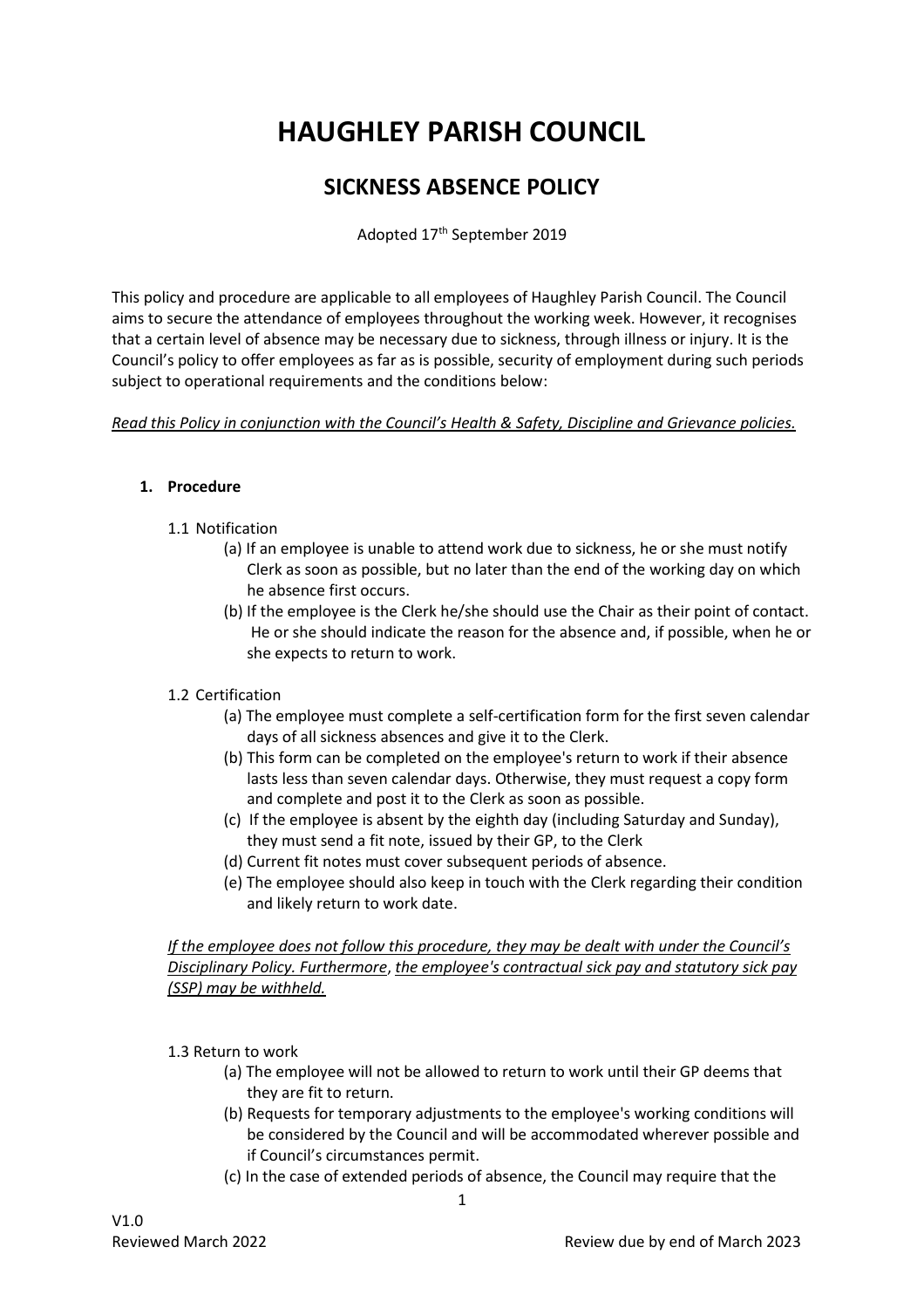# HAUGHLEY PARISH COUNCIL

## SICKNESS ABSENCE POLICY

Adopted 17th September 2019

This policy and procedure are applicable to all employees of Haughley Parish Council. The Council aims to secure the attendance of employees throughout the working week. However, it recognises that a certain level of absence may be necessary due to sickness, through illness or injury. It is the Council's policy to offer employees as far as is possible, security of employment during such periods subject to operational requirements and the conditions below:

*Read this Policy in conjunction with the Council's Health & Safety, Discipline and Grievance policies.*

**1. Procedure**

1.1 Notification

(a) If an employee is unable to attend work due to sickness, he or she must notify Clerk as soon as possible, but no later than the end of the working day on which he absence first occurs.

(b) If the employee is the Clerk he/she should use the Chair as their point of contact. He or she should indicate the reason for the absence and, if possible, when he or she expects to return to work.

1.2 Certification

(a) The employee must complete a self-certification form for the first seven calendar days of all sickness absences and give it to the Clerk.

(b) This form can be completed on the employee's return to work if their absence lasts less than seven calendar days. Otherwise, they must request a copy form and complete and post it to the Clerk as soon as possible.

(c) If the employee is absent by the eighth day (including Saturday and Sunday), they must send a fit note, issued by their GP, to the Clerk

(d) Current fit notes must cover subsequent periods of absence.

(e) The employee should also keep in touch with the Clerk regarding their condition and likely return to work date.

*If the employee does not follow this procedure, they may be dealt with under the Council's Disciplinary Policy. Furthermore, the employee's contractual sick pay and statutory sick pay (SSP) may be withheld.*

1.3 Return to work

(a) The employee will not be allowed to return to work until their GP deems that they are fit to return.

(b) Requests for temporary adjustments to the employee's working conditions will be considered by the Council and will be accommodated wherever possible and if Council's circumstances permit.

(c) In the case of extended periods of absence, the Council may require that the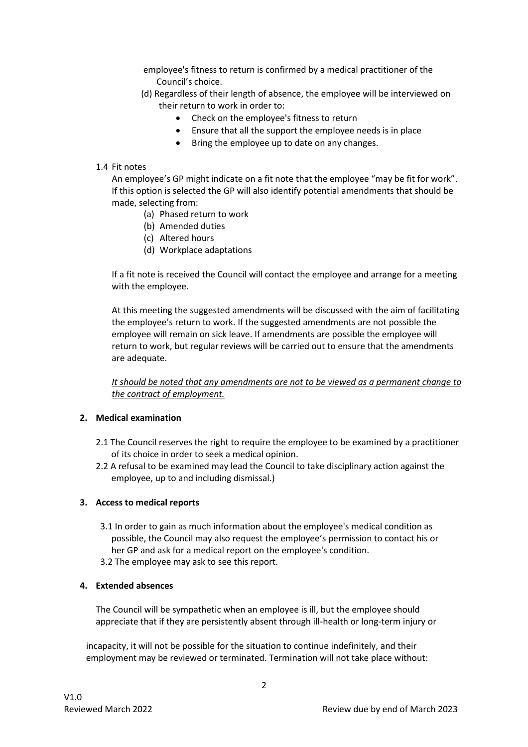employee's fitness to return is confirmed by a medical practitioner of the Council's choice.

(d) Regardless of their length of absence, the employee will be interviewed on their return to work in order to:

- Check on the employee's fitness to return
- Ensure that all the support the employee needs is in place
- Bring the employee up to date on any changes.

1.4 Fit notes

An employee's GP might indicate on a fit note that the employee "may be fit for work". If this option is selected the GP will also identify potential amendments that should be made, selecting from:

(a) Phased return to work
(b) Amended duties
(c) Altered hours
(d) Workplace adaptations

If a fit note is received the Council will contact the employee and arrange for a meeting with the employee.

At this meeting the suggested amendments will be discussed with the aim of facilitating the employee's return to work. If the suggested amendments are not possible the employee will remain on sick leave. If amendments are possible the employee will return to work, but regular reviews will be carried out to ensure that the amendments are adequate.

*It should be noted that any amendments are not to be viewed as a permanent change to the contract of employment.*

**2. Medical examination**

2.1 The Council reserves the right to require the employee to be examined by a practitioner of its choice in order to seek a medical opinion.

2.2 A refusal to be examined may lead the Council to take disciplinary action against the employee, up to and including dismissal.)

**3. Access to medical reports**

3.1 In order to gain as much information about the employee's medical condition as possible, the Council may also request the employee's permission to contact his or her GP and ask for a medical report on the employee's condition.

3.2 The employee may ask to see this report.

**4. Extended absences**

The Council will be sympathetic when an employee is ill, but the employee should appreciate that if they are persistently absent through ill-health or long-term injury or incapacity, it will not be possible for the situation to continue indefinitely, and their employment may be reviewed or terminated. Termination will not take place without: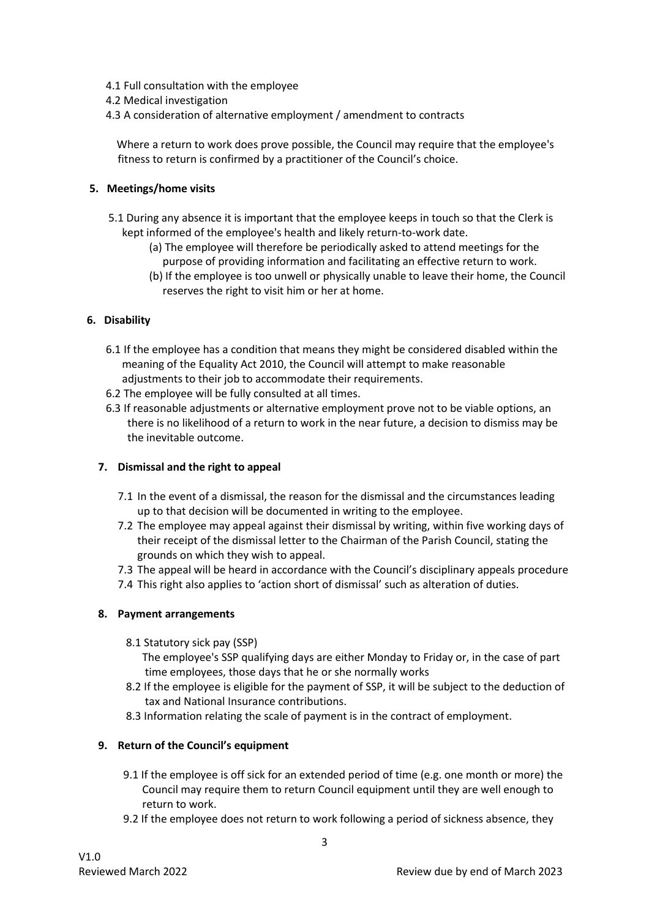4.1 Full consultation with the employee
4.2 Medical investigation
4.3 A consideration of alternative employment / amendment to contracts

Where a return to work does prove possible, the Council may require that the employee's fitness to return is confirmed by a practitioner of the Council's choice.

## 5. Meetings/home visits

5.1 During any absence it is important that the employee keeps in touch so that the Clerk is kept informed of the employee's health and likely return-to-work date.

(a) The employee will therefore be periodically asked to attend meetings for the purpose of providing information and facilitating an effective return to work.

(b) If the employee is too unwell or physically unable to leave their home, the Council reserves the right to visit him or her at home.

## 6. Disability

6.1 If the employee has a condition that means they might be considered disabled within the meaning of the Equality Act 2010, the Council will attempt to make reasonable adjustments to their job to accommodate their requirements.

6.2 The employee will be fully consulted at all times.

6.3 If reasonable adjustments or alternative employment prove not to be viable options, an there is no likelihood of a return to work in the near future, a decision to dismiss may be the inevitable outcome.

## 7. Dismissal and the right to appeal

7.1 In the event of a dismissal, the reason for the dismissal and the circumstances leading up to that decision will be documented in writing to the employee.

7.2 The employee may appeal against their dismissal by writing, within five working days of their receipt of the dismissal letter to the Chairman of the Parish Council, stating the grounds on which they wish to appeal.

7.3 The appeal will be heard in accordance with the Council's disciplinary appeals procedure

7.4 This right also applies to 'action short of dismissal' such as alteration of duties.

## 8. Payment arrangements

8.1 Statutory sick pay (SSP)
The employee's SSP qualifying days are either Monday to Friday or, in the case of part time employees, those days that he or she normally works

8.2 If the employee is eligible for the payment of SSP, it will be subject to the deduction of tax and National Insurance contributions.

8.3 Information relating the scale of payment is in the contract of employment.

## 9. Return of the Council's equipment

9.1 If the employee is off sick for an extended period of time (e.g. one month or more) the Council may require them to return Council equipment until they are well enough to return to work.

9.2 If the employee does not return to work following a period of sickness absence, they

V1.0
Reviewed March 2022 Review due by end of March 2023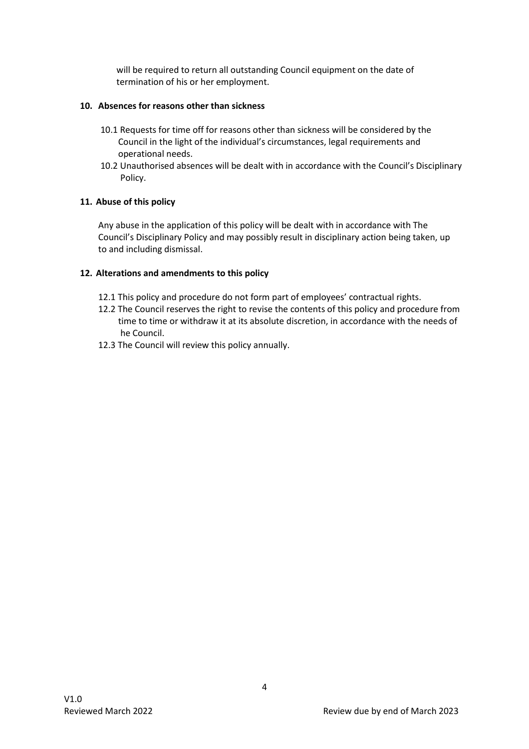will be required to return all outstanding Council equipment on the date of termination of his or her employment.

## 10. Absences for reasons other than sickness

10.1 Requests for time off for reasons other than sickness will be considered by the Council in the light of the individual's circumstances, legal requirements and operational needs.

10.2 Unauthorised absences will be dealt with in accordance with the Council's Disciplinary Policy.

## 11. Abuse of this policy

Any abuse in the application of this policy will be dealt with in accordance with The Council's Disciplinary Policy and may possibly result in disciplinary action being taken, up to and including dismissal.

## 12. Alterations and amendments to this policy

12.1 This policy and procedure do not form part of employees' contractual rights.

12.2 The Council reserves the right to revise the contents of this policy and procedure from time to time or withdraw it at its absolute discretion, in accordance with the needs of he Council.

12.3 The Council will review this policy annually.

V1.0
Reviewed March 2022 Review due by end of March 2023